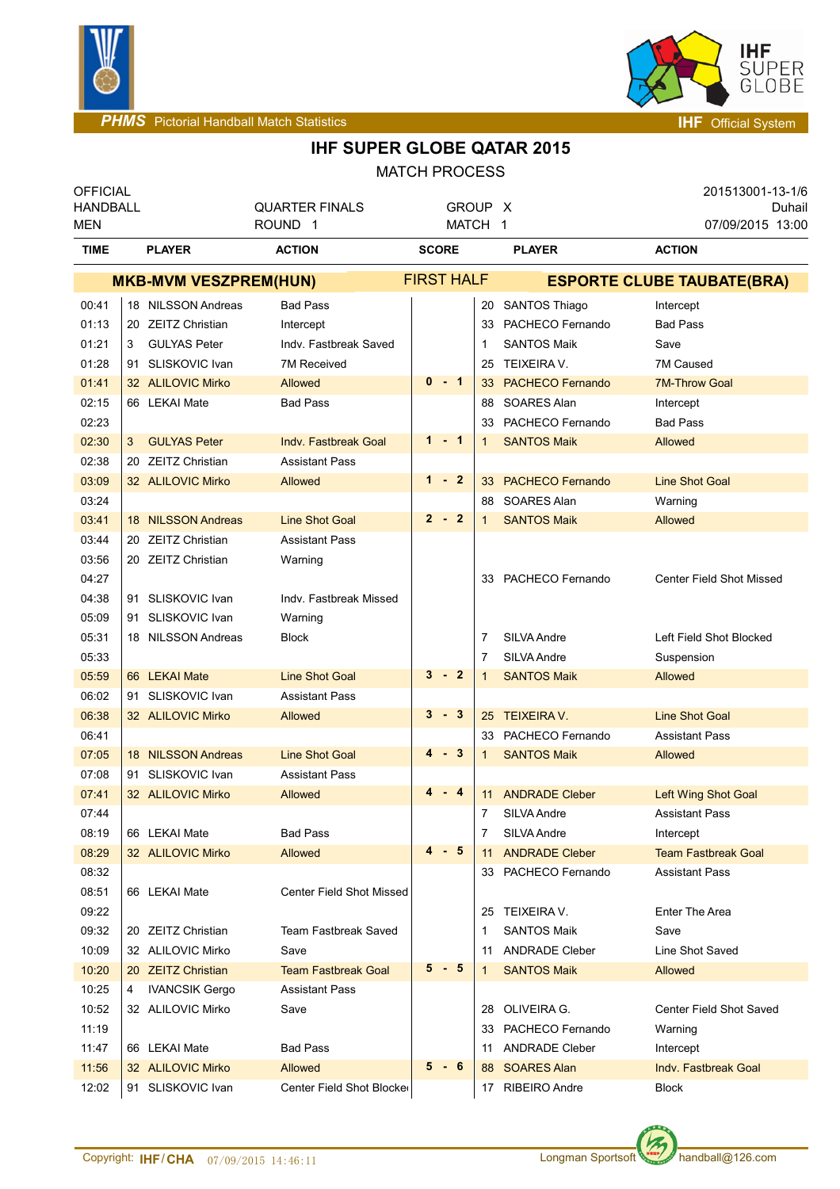# IHF SUPER GLOBE QATAR 2015

## MATCH PROCESS

| OFFICIAL | | | 201513001-13-1/6 |
|---|---|---|---|
| HANDBALL | QUARTER FINALS | GROUP X | Duhail |
| MEN | ROUND 1 | MATCH 1 | 07/09/2015 13:00 |

| TIME | PLAYER | ACTION | SCORE | PLAYER | ACTION |
|---|---|---|---|---|---|
| | **MKB-MVM VESZPREM(HUN)** | | **FIRST HALF** | **ESPORTE CLUBE TAUBATE(BRA)** | |
| 00:41 | 18 NILSSON Andreas | Bad Pass | | 20 SANTOS Thiago | Intercept |
| 01:13 | 20 ZEITZ Christian | Intercept | | 33 PACHECO Fernando | Bad Pass |
| 01:21 | 3 GULYAS Peter | Indv. Fastbreak Saved | | 1 SANTOS Maik | Save |
| 01:28 | 91 SLISKOVIC Ivan | 7M Received | | 25 TEIXEIRA V. | 7M Caused |
| 01:41 | 32 ALILOVIC Mirko | Allowed | 0 - 1 | 33 PACHECO Fernando | 7M-Throw Goal |
| 02:15 | 66 LEKAI Mate | Bad Pass | | 88 SOARES Alan | Intercept |
| 02:23 | | | | 33 PACHECO Fernando | Bad Pass |
| 02:30 | 3 GULYAS Peter | Indv. Fastbreak Goal | 1 - 1 | 1 SANTOS Maik | Allowed |
| 02:38 | 20 ZEITZ Christian | Assistant Pass | | | |
| 03:09 | 32 ALILOVIC Mirko | Allowed | 1 - 2 | 33 PACHECO Fernando | Line Shot Goal |
| 03:24 | | | | 88 SOARES Alan | Warning |
| 03:41 | 18 NILSSON Andreas | Line Shot Goal | 2 - 2 | 1 SANTOS Maik | Allowed |
| 03:44 | 20 ZEITZ Christian | Assistant Pass | | | |
| 03:56 | 20 ZEITZ Christian | Warning | | | |
| 04:27 | | | | 33 PACHECO Fernando | Center Field Shot Missed |
| 04:38 | 91 SLISKOVIC Ivan | Indv. Fastbreak Missed | | | |
| 05:09 | 91 SLISKOVIC Ivan | Warning | | | |
| 05:31 | 18 NILSSON Andreas | Block | | 7 SILVA Andre | Left Field Shot Blocked |
| 05:33 | | | | 7 SILVA Andre | Suspension |
| 05:59 | 66 LEKAI Mate | Line Shot Goal | 3 - 2 | 1 SANTOS Maik | Allowed |
| 06:02 | 91 SLISKOVIC Ivan | Assistant Pass | | | |
| 06:38 | 32 ALILOVIC Mirko | Allowed | 3 - 3 | 25 TEIXEIRA V. | Line Shot Goal |
| 06:41 | | | | 33 PACHECO Fernando | Assistant Pass |
| 07:05 | 18 NILSSON Andreas | Line Shot Goal | 4 - 3 | 1 SANTOS Maik | Allowed |
| 07:08 | 91 SLISKOVIC Ivan | Assistant Pass | | | |
| 07:41 | 32 ALILOVIC Mirko | Allowed | 4 - 4 | 11 ANDRADE Cleber | Left Wing Shot Goal |
| 07:44 | | | | 7 SILVA Andre | Assistant Pass |
| 08:19 | 66 LEKAI Mate | Bad Pass | | 7 SILVA Andre | Intercept |
| 08:29 | 32 ALILOVIC Mirko | Allowed | 4 - 5 | 11 ANDRADE Cleber | Team Fastbreak Goal |
| 08:32 | | | | 33 PACHECO Fernando | Assistant Pass |
| 08:51 | 66 LEKAI Mate | Center Field Shot Missed | | | |
| 09:22 | | | | 25 TEIXEIRA V. | Enter The Area |
| 09:32 | 20 ZEITZ Christian | Team Fastbreak Saved | | 1 SANTOS Maik | Save |
| 10:09 | 32 ALILOVIC Mirko | Save | | 11 ANDRADE Cleber | Line Shot Saved |
| 10:20 | 20 ZEITZ Christian | Team Fastbreak Goal | 5 - 5 | 1 SANTOS Maik | Allowed |
| 10:25 | 4 IVANCSIK Gergo | Assistant Pass | | | |
| 10:52 | 32 ALILOVIC Mirko | Save | | 28 OLIVEIRA G. | Center Field Shot Saved |
| 11:19 | | | | 33 PACHECO Fernando | Warning |
| 11:47 | 66 LEKAI Mate | Bad Pass | | 11 ANDRADE Cleber | Intercept |
| 11:56 | 32 ALILOVIC Mirko | Allowed | 5 - 6 | 88 SOARES Alan | Indv. Fastbreak Goal |
| 12:02 | 91 SLISKOVIC Ivan | Center Field Shot Blocked | | 17 RIBEIRO Andre | Block |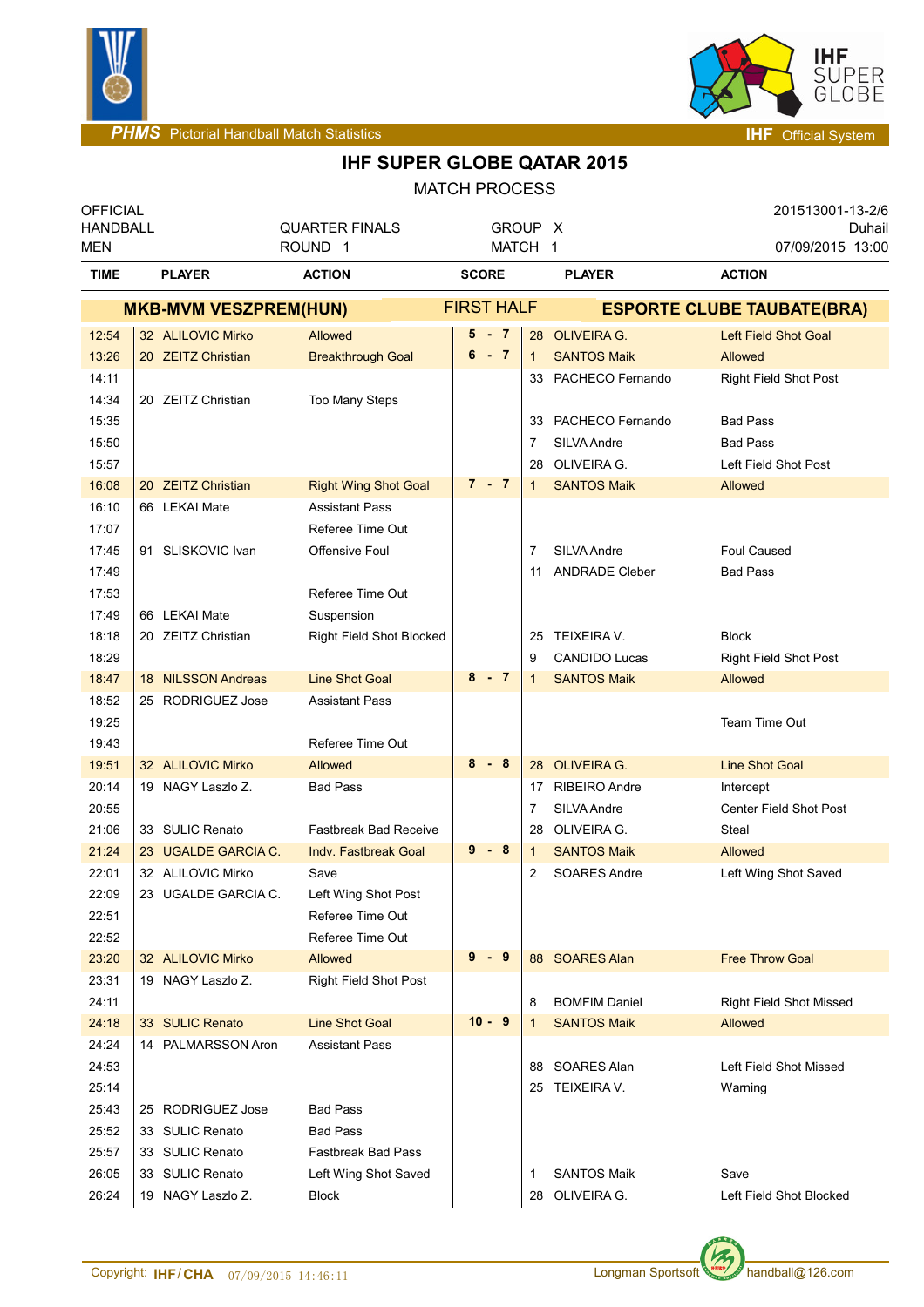# IHF SUPER GLOBE QATAR 2015

MATCH PROCESS

| OFFICIAL | | | 201513001-13-2/6 |
|---|---|---|---|
| HANDBALL | QUARTER FINALS | GROUP X | Duhail |
| MEN | ROUND 1 | MATCH 1 | 07/09/2015 13:00 |

| TIME | PLAYER | ACTION | SCORE | PLAYER | ACTION |
|---|---|---|---|---|---|
| | **MKB-MVM VESZPREM(HUN)** | | **FIRST HALF** | **ESPORTE CLUBE TAUBATE(BRA)** | |
| 12:54 | 32 ALILOVIC Mirko | Allowed | 5 - 7 | 28 OLIVEIRA G. | Left Field Shot Goal |
| 13:26 | 20 ZEITZ Christian | Breakthrough Goal | 6 - 7 | 1 SANTOS Maik | Allowed |
| 14:11 | | | | 33 PACHECO Fernando | Right Field Shot Post |
| 14:34 | 20 ZEITZ Christian | Too Many Steps | | | |
| 15:35 | | | | 33 PACHECO Fernando | Bad Pass |
| 15:50 | | | | 7 SILVA Andre | Bad Pass |
| 15:57 | | | | 28 OLIVEIRA G. | Left Field Shot Post |
| 16:08 | 20 ZEITZ Christian | Right Wing Shot Goal | 7 - 7 | 1 SANTOS Maik | Allowed |
| 16:10 | 66 LEKAI Mate | Assistant Pass | | | |
| 17:07 | | Referee Time Out | | | |
| 17:45 | 91 SLISKOVIC Ivan | Offensive Foul | | 7 SILVA Andre | Foul Caused |
| 17:49 | | | | 11 ANDRADE Cleber | Bad Pass |
| 17:53 | | Referee Time Out | | | |
| 17:49 | 66 LEKAI Mate | Suspension | | | |
| 18:18 | 20 ZEITZ Christian | Right Field Shot Blocked | | 25 TEIXEIRA V. | Block |
| 18:29 | | | | 9 CANDIDO Lucas | Right Field Shot Post |
| 18:47 | 18 NILSSON Andreas | Line Shot Goal | 8 - 7 | 1 SANTOS Maik | Allowed |
| 18:52 | 25 RODRIGUEZ Jose | Assistant Pass | | | |
| 19:25 | | | | | Team Time Out |
| 19:43 | | Referee Time Out | | | |
| 19:51 | 32 ALILOVIC Mirko | Allowed | 8 - 8 | 28 OLIVEIRA G. | Line Shot Goal |
| 20:14 | 19 NAGY Laszlo Z. | Bad Pass | | 17 RIBEIRO Andre | Intercept |
| 20:55 | | | | 7 SILVA Andre | Center Field Shot Post |
| 21:06 | 33 SULIC Renato | Fastbreak Bad Receive | | 28 OLIVEIRA G. | Steal |
| 21:24 | 23 UGALDE GARCIA C. | Indv. Fastbreak Goal | 9 - 8 | 1 SANTOS Maik | Allowed |
| 22:01 | 32 ALILOVIC Mirko | Save | | 2 SOARES Andre | Left Wing Shot Saved |
| 22:09 | 23 UGALDE GARCIA C. | Left Wing Shot Post | | | |
| 22:51 | | Referee Time Out | | | |
| 22:52 | | Referee Time Out | | | |
| 23:20 | 32 ALILOVIC Mirko | Allowed | 9 - 9 | 88 SOARES Alan | Free Throw Goal |
| 23:31 | 19 NAGY Laszlo Z. | Right Field Shot Post | | | |
| 24:11 | | | | 8 BOMFIM Daniel | Right Field Shot Missed |
| 24:18 | 33 SULIC Renato | Line Shot Goal | 10 - 9 | 1 SANTOS Maik | Allowed |
| 24:24 | 14 PALMARSSON Aron | Assistant Pass | | | |
| 24:53 | | | | 88 SOARES Alan | Left Field Shot Missed |
| 25:14 | | | | 25 TEIXEIRA V. | Warning |
| 25:43 | 25 RODRIGUEZ Jose | Bad Pass | | | |
| 25:52 | 33 SULIC Renato | Bad Pass | | | |
| 25:57 | 33 SULIC Renato | Fastbreak Bad Pass | | | |
| 26:05 | 33 SULIC Renato | Left Wing Shot Saved | | 1 SANTOS Maik | Save |
| 26:24 | 19 NAGY Laszlo Z. | Block | | 28 OLIVEIRA G. | Left Field Shot Blocked |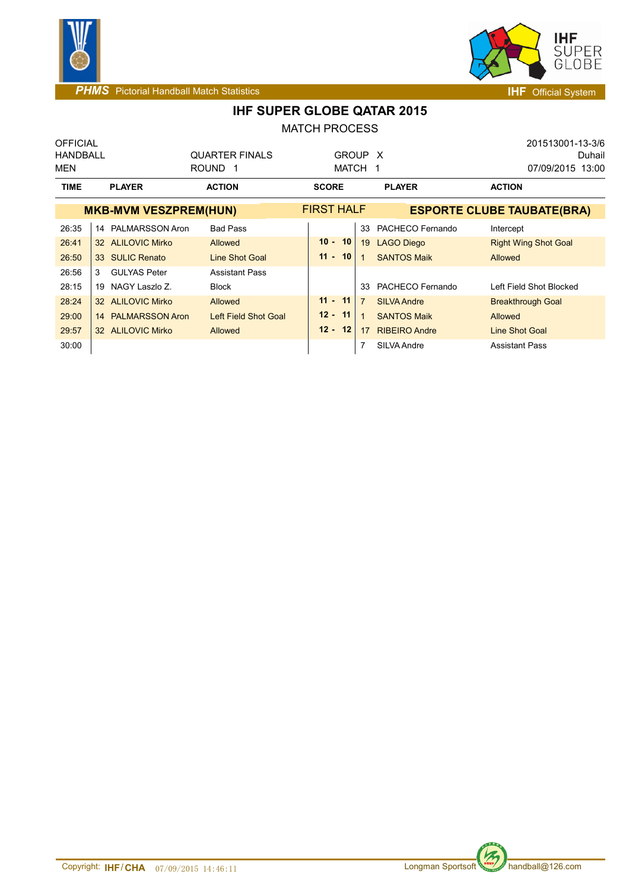## IHF SUPER GLOBE QATAR 2015

MATCH PROCESS

| | | | |
|---|---|---|---|
| OFFICIAL | | | 201513001-13-3/6 |
| HANDBALL | QUARTER FINALS | GROUP X | Duhail |
| MEN | ROUND 1 | MATCH 1 | 07/09/2015 13:00 |

| TIME | PLAYER | ACTION | SCORE | PLAYER | ACTION |
|---|---|---|---|---|---|
| | **MKB-MVM VESZPREM(HUN)** | | FIRST HALF | **ESPORTE CLUBE TAUBATE(BRA)** | |
| 26:35 | 14 PALMARSSON Aron | Bad Pass | | 33 PACHECO Fernando | Intercept |
| 26:41 | 32 ALILOVIC Mirko | Allowed | **10 - 10** | 19 LAGO Diego | Right Wing Shot Goal |
| 26:50 | 33 SULIC Renato | Line Shot Goal | **11 - 10** | 1 SANTOS Maik | Allowed |
| 26:56 | 3 GULYAS Peter | Assistant Pass | | | |
| 28:15 | 19 NAGY Laszlo Z. | Block | | 33 PACHECO Fernando | Left Field Shot Blocked |
| 28:24 | 32 ALILOVIC Mirko | Allowed | **11 - 11** | 7 SILVA Andre | Breakthrough Goal |
| 29:00 | 14 PALMARSSON Aron | Left Field Shot Goal | **12 - 11** | 1 SANTOS Maik | Allowed |
| 29:57 | 32 ALILOVIC Mirko | Allowed | **12 - 12** | 17 RIBEIRO Andre | Line Shot Goal |
| 30:00 | | | | 7 SILVA Andre | Assistant Pass |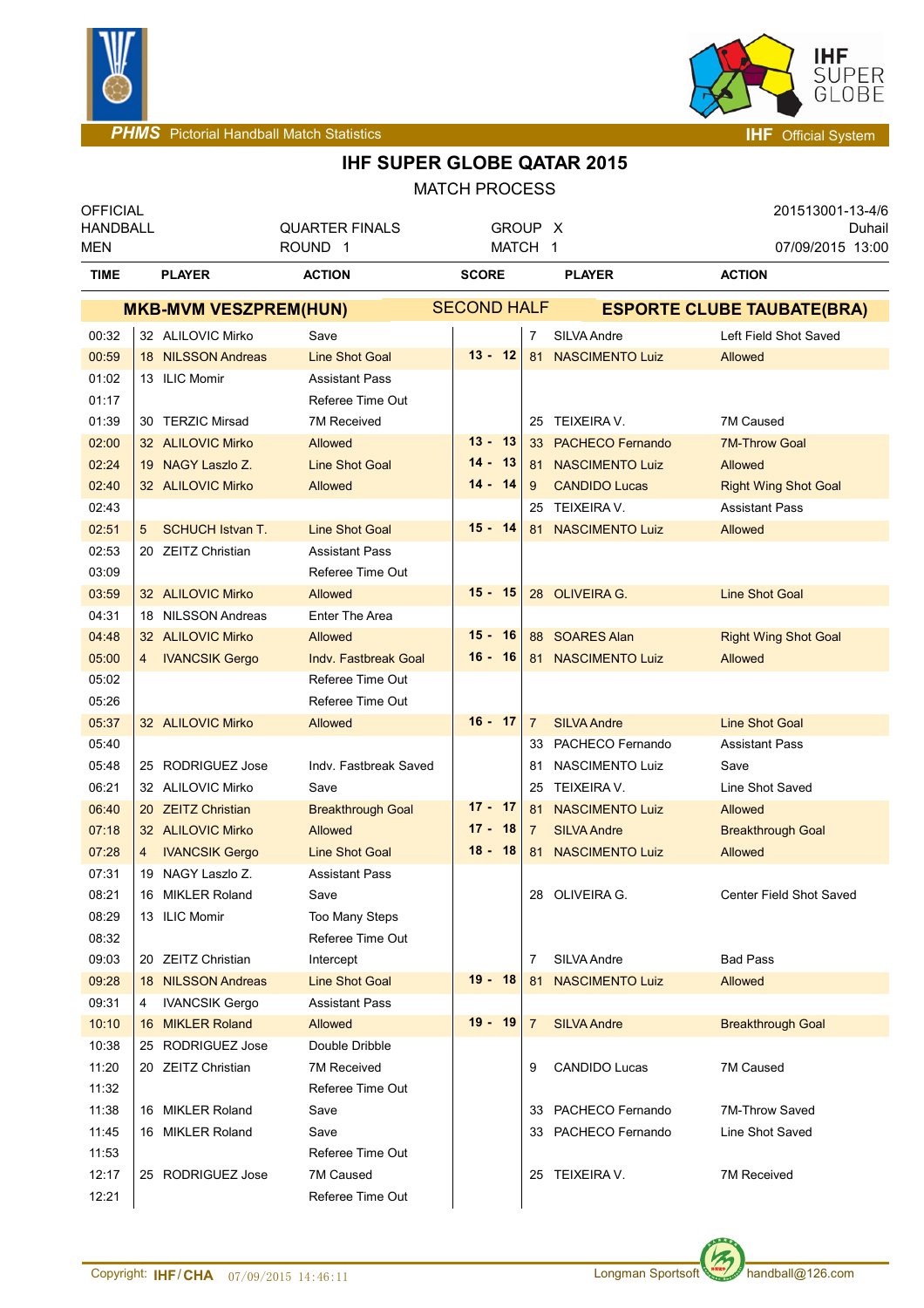PHMS Pictorial Handball Match Statistics — IHF Official System

# IHF SUPER GLOBE QATAR 2015

MATCH PROCESS

| OFFICIAL HANDBALL MEN | QUARTER FINALS ROUND 1 | GROUP X MATCH 1 | 201513001-13-4/6 Duhail 07/09/2015 13:00 |
|---|---|---|---|

| TIME | PLAYER | ACTION | SCORE | PLAYER | ACTION |
|---|---|---|---|---|---|
| | **MKB-MVM VESZPREM(HUN)** | | **SECOND HALF** | **ESPORTE CLUBE TAUBATE(BRA)** | |
| 00:32 | 32 ALILOVIC Mirko | Save | | 7 SILVA Andre | Left Field Shot Saved |
| 00:59 | 18 NILSSON Andreas | Line Shot Goal | 13 - 12 | 81 NASCIMENTO Luiz | Allowed |
| 01:02 | 13 ILIC Momir | Assistant Pass | | | |
| 01:17 | | Referee Time Out | | | |
| 01:39 | 30 TERZIC Mirsad | 7M Received | | 25 TEIXEIRA V. | 7M Caused |
| 02:00 | 32 ALILOVIC Mirko | Allowed | 13 - 13 | 33 PACHECO Fernando | 7M-Throw Goal |
| 02:24 | 19 NAGY Laszlo Z. | Line Shot Goal | 14 - 13 | 81 NASCIMENTO Luiz | Allowed |
| 02:40 | 32 ALILOVIC Mirko | Allowed | 14 - 14 | 9 CANDIDO Lucas | Right Wing Shot Goal |
| 02:43 | | | | 25 TEIXEIRA V. | Assistant Pass |
| 02:51 | 5 SCHUCH Istvan T. | Line Shot Goal | 15 - 14 | 81 NASCIMENTO Luiz | Allowed |
| 02:53 | 20 ZEITZ Christian | Assistant Pass | | | |
| 03:09 | | Referee Time Out | | | |
| 03:59 | 32 ALILOVIC Mirko | Allowed | 15 - 15 | 28 OLIVEIRA G. | Line Shot Goal |
| 04:31 | 18 NILSSON Andreas | Enter The Area | | | |
| 04:48 | 32 ALILOVIC Mirko | Allowed | 15 - 16 | 88 SOARES Alan | Right Wing Shot Goal |
| 05:00 | 4 IVANCSIK Gergo | Indv. Fastbreak Goal | 16 - 16 | 81 NASCIMENTO Luiz | Allowed |
| 05:02 | | Referee Time Out | | | |
| 05:26 | | Referee Time Out | | | |
| 05:37 | 32 ALILOVIC Mirko | Allowed | 16 - 17 | 7 SILVA Andre | Line Shot Goal |
| 05:40 | | | | 33 PACHECO Fernando | Assistant Pass |
| 05:48 | 25 RODRIGUEZ Jose | Indv. Fastbreak Saved | | 81 NASCIMENTO Luiz | Save |
| 06:21 | 32 ALILOVIC Mirko | Save | | 25 TEIXEIRA V. | Line Shot Saved |
| 06:40 | 20 ZEITZ Christian | Breakthrough Goal | 17 - 17 | 81 NASCIMENTO Luiz | Allowed |
| 07:18 | 32 ALILOVIC Mirko | Allowed | 17 - 18 | 7 SILVA Andre | Breakthrough Goal |
| 07:28 | 4 IVANCSIK Gergo | Line Shot Goal | 18 - 18 | 81 NASCIMENTO Luiz | Allowed |
| 07:31 | 19 NAGY Laszlo Z. | Assistant Pass | | | |
| 08:21 | 16 MIKLER Roland | Save | | 28 OLIVEIRA G. | Center Field Shot Saved |
| 08:29 | 13 ILIC Momir | Too Many Steps | | | |
| 08:32 | | Referee Time Out | | | |
| 09:03 | 20 ZEITZ Christian | Intercept | | 7 SILVA Andre | Bad Pass |
| 09:28 | 18 NILSSON Andreas | Line Shot Goal | 19 - 18 | 81 NASCIMENTO Luiz | Allowed |
| 09:31 | 4 IVANCSIK Gergo | Assistant Pass | | | |
| 10:10 | 16 MIKLER Roland | Allowed | 19 - 19 | 7 SILVA Andre | Breakthrough Goal |
| 10:38 | 25 RODRIGUEZ Jose | Double Dribble | | | |
| 11:20 | 20 ZEITZ Christian | 7M Received | | 9 CANDIDO Lucas | 7M Caused |
| 11:32 | | Referee Time Out | | | |
| 11:38 | 16 MIKLER Roland | Save | | 33 PACHECO Fernando | 7M-Throw Saved |
| 11:45 | 16 MIKLER Roland | Save | | 33 PACHECO Fernando | Line Shot Saved |
| 11:53 | | Referee Time Out | | | |
| 12:17 | 25 RODRIGUEZ Jose | 7M Caused | | 25 TEIXEIRA V. | 7M Received |
| 12:21 | | Referee Time Out | | | |

Copyright: IHF/CHA 07/09/2015 14:46:11 — Longman Sportsoft handball@126.com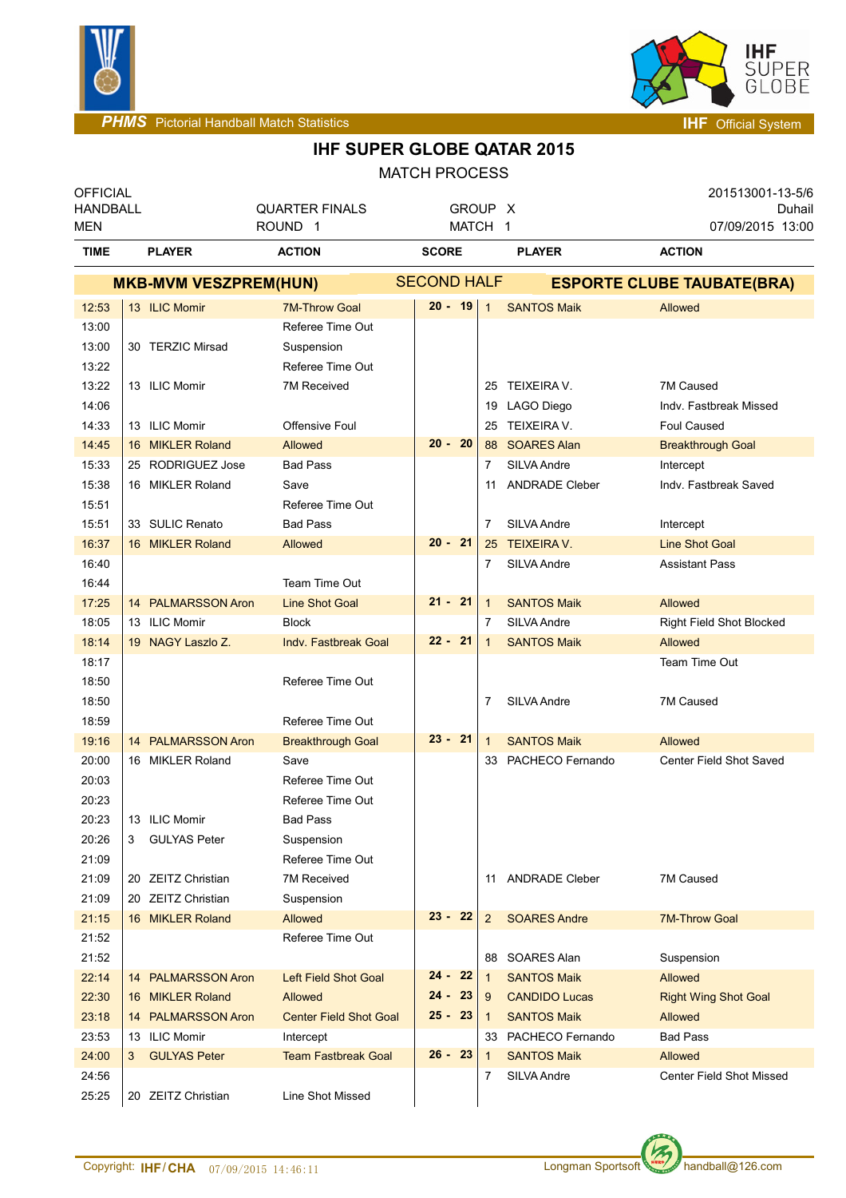# IHF SUPER GLOBE QATAR 2015

## MATCH PROCESS

| OFFICIAL HANDBALL MEN | QUARTER FINALS ROUND 1 | GROUP X MATCH 1 | 201513001-13-5/6 Duhail 07/09/2015 13:00 |
|---|---|---|---|

| TIME | PLAYER | ACTION | SCORE | PLAYER | ACTION |
|---|---|---|---|---|---|
| | **MKB-MVM VESZPREM(HUN)** | | SECOND HALF | **ESPORTE CLUBE TAUBATE(BRA)** | |
| 12:53 | 13 ILIC Momir | 7M-Throw Goal | 20 - 19 | 1 SANTOS Maik | Allowed |
| 13:00 | | Referee Time Out | | | |
| 13:00 | 30 TERZIC Mirsad | Suspension | | | |
| 13:22 | | Referee Time Out | | | |
| 13:22 | 13 ILIC Momir | 7M Received | | 25 TEIXEIRA V. | 7M Caused |
| 14:06 | | | | 19 LAGO Diego | Indv. Fastbreak Missed |
| 14:33 | 13 ILIC Momir | Offensive Foul | | 25 TEIXEIRA V. | Foul Caused |
| 14:45 | 16 MIKLER Roland | Allowed | 20 - 20 | 88 SOARES Alan | Breakthrough Goal |
| 15:33 | 25 RODRIGUEZ Jose | Bad Pass | | 7 SILVA Andre | Intercept |
| 15:38 | 16 MIKLER Roland | Save | | 11 ANDRADE Cleber | Indv. Fastbreak Saved |
| 15:51 | | Referee Time Out | | | |
| 15:51 | 33 SULIC Renato | Bad Pass | | 7 SILVA Andre | Intercept |
| 16:37 | 16 MIKLER Roland | Allowed | 20 - 21 | 25 TEIXEIRA V. | Line Shot Goal |
| 16:40 | | | | 7 SILVA Andre | Assistant Pass |
| 16:44 | | Team Time Out | | | |
| 17:25 | 14 PALMARSSON Aron | Line Shot Goal | 21 - 21 | 1 SANTOS Maik | Allowed |
| 18:05 | 13 ILIC Momir | Block | | 7 SILVA Andre | Right Field Shot Blocked |
| 18:14 | 19 NAGY Laszlo Z. | Indv. Fastbreak Goal | 22 - 21 | 1 SANTOS Maik | Allowed |
| 18:17 | | | | | Team Time Out |
| 18:50 | | Referee Time Out | | | |
| 18:50 | | | | 7 SILVA Andre | 7M Caused |
| 18:59 | | Referee Time Out | | | |
| 19:16 | 14 PALMARSSON Aron | Breakthrough Goal | 23 - 21 | 1 SANTOS Maik | Allowed |
| 20:00 | 16 MIKLER Roland | Save | | 33 PACHECO Fernando | Center Field Shot Saved |
| 20:03 | | Referee Time Out | | | |
| 20:23 | | Referee Time Out | | | |
| 20:23 | 13 ILIC Momir | Bad Pass | | | |
| 20:26 | 3 GULYAS Peter | Suspension | | | |
| 21:09 | | Referee Time Out | | | |
| 21:09 | 20 ZEITZ Christian | 7M Received | | 11 ANDRADE Cleber | 7M Caused |
| 21:09 | 20 ZEITZ Christian | Suspension | | | |
| 21:15 | 16 MIKLER Roland | Allowed | 23 - 22 | 2 SOARES Andre | 7M-Throw Goal |
| 21:52 | | Referee Time Out | | | |
| 21:52 | | | | 88 SOARES Alan | Suspension |
| 22:14 | 14 PALMARSSON Aron | Left Field Shot Goal | 24 - 22 | 1 SANTOS Maik | Allowed |
| 22:30 | 16 MIKLER Roland | Allowed | 24 - 23 | 9 CANDIDO Lucas | Right Wing Shot Goal |
| 23:18 | 14 PALMARSSON Aron | Center Field Shot Goal | 25 - 23 | 1 SANTOS Maik | Allowed |
| 23:53 | 13 ILIC Momir | Intercept | | 33 PACHECO Fernando | Bad Pass |
| 24:00 | 3 GULYAS Peter | Team Fastbreak Goal | 26 - 23 | 1 SANTOS Maik | Allowed |
| 24:56 | | | | 7 SILVA Andre | Center Field Shot Missed |
| 25:25 | 20 ZEITZ Christian | Line Shot Missed | | | |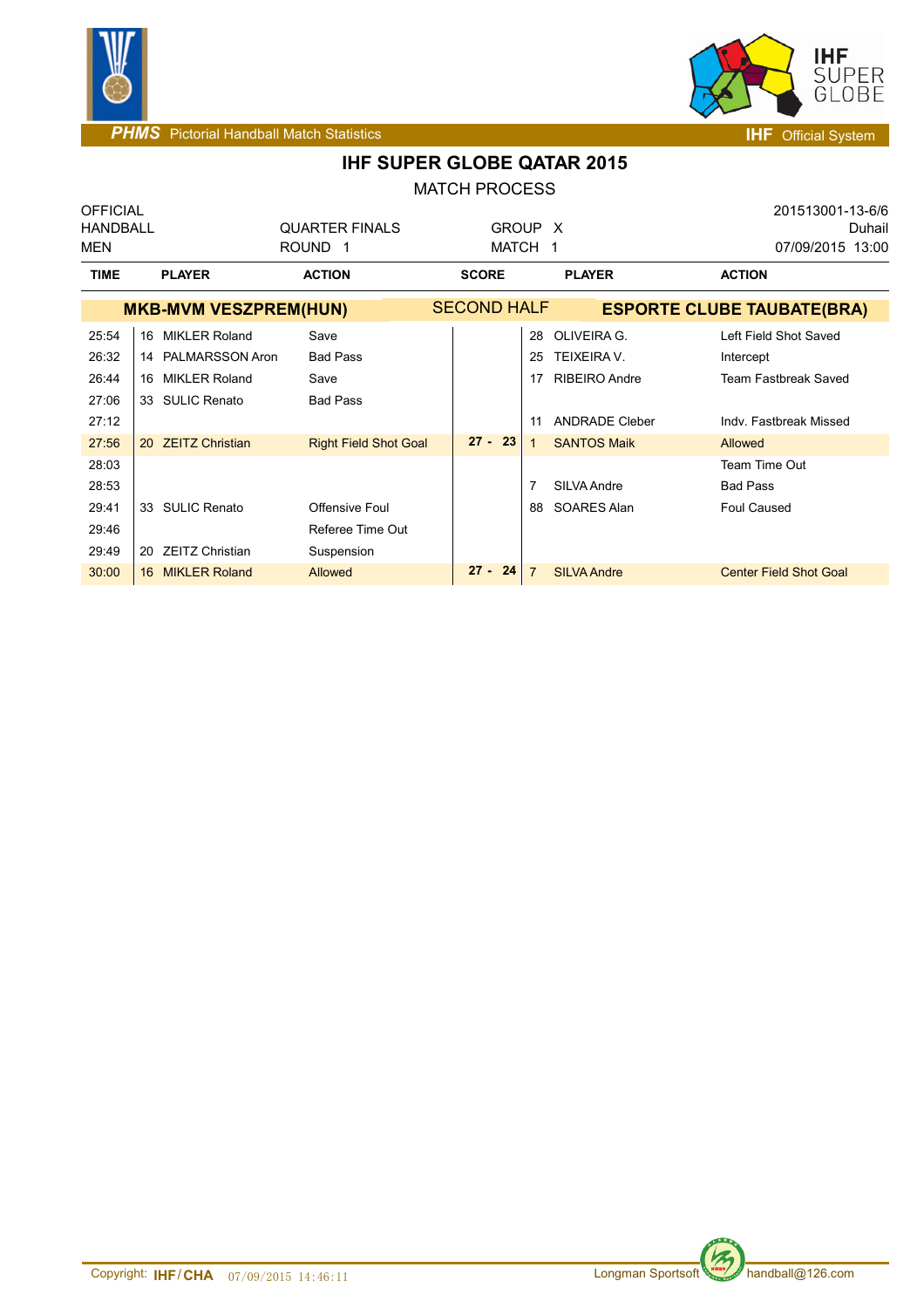PHMS Pictorial Handball Match Statistics — IHF Official System

# IHF SUPER GLOBE QATAR 2015

## MATCH PROCESS

| | | | |
|---|---|---|---|
| OFFICIAL | | | 201513001-13-6/6 |
| HANDBALL | QUARTER FINALS | GROUP X | Duhail |
| MEN | ROUND 1 | MATCH 1 | 07/09/2015 13:00 |

| TIME | | PLAYER | ACTION | SCORE | | PLAYER | ACTION |
|---|---|---|---|---|---|---|---|
| | **MKB-MVM VESZPREM(HUN)** | | | SECOND HALF | | **ESPORTE CLUBE TAUBATE(BRA)** | |
| 25:54 | 16 | MIKLER Roland | Save | | 28 | OLIVEIRA G. | Left Field Shot Saved |
| 26:32 | 14 | PALMARSSON Aron | Bad Pass | | 25 | TEIXEIRA V. | Intercept |
| 26:44 | 16 | MIKLER Roland | Save | | 17 | RIBEIRO Andre | Team Fastbreak Saved |
| 27:06 | 33 | SULIC Renato | Bad Pass | | | | |
| 27:12 | | | | | 11 | ANDRADE Cleber | Indv. Fastbreak Missed |
| 27:56 | 20 | ZEITZ Christian | Right Field Shot Goal | **27 - 23** | 1 | SANTOS Maik | Allowed |
| 28:03 | | | | | | | Team Time Out |
| 28:53 | | | | | 7 | SILVA Andre | Bad Pass |
| 29:41 | 33 | SULIC Renato | Offensive Foul | | 88 | SOARES Alan | Foul Caused |
| 29:46 | | | Referee Time Out | | | | |
| 29:49 | 20 | ZEITZ Christian | Suspension | | | | |
| 30:00 | 16 | MIKLER Roland | Allowed | **27 - 24** | 7 | SILVA Andre | Center Field Shot Goal |

Copyright: IHF/CHA 07/09/2015 14:46:11 Longman Sportsoft handball@126.com